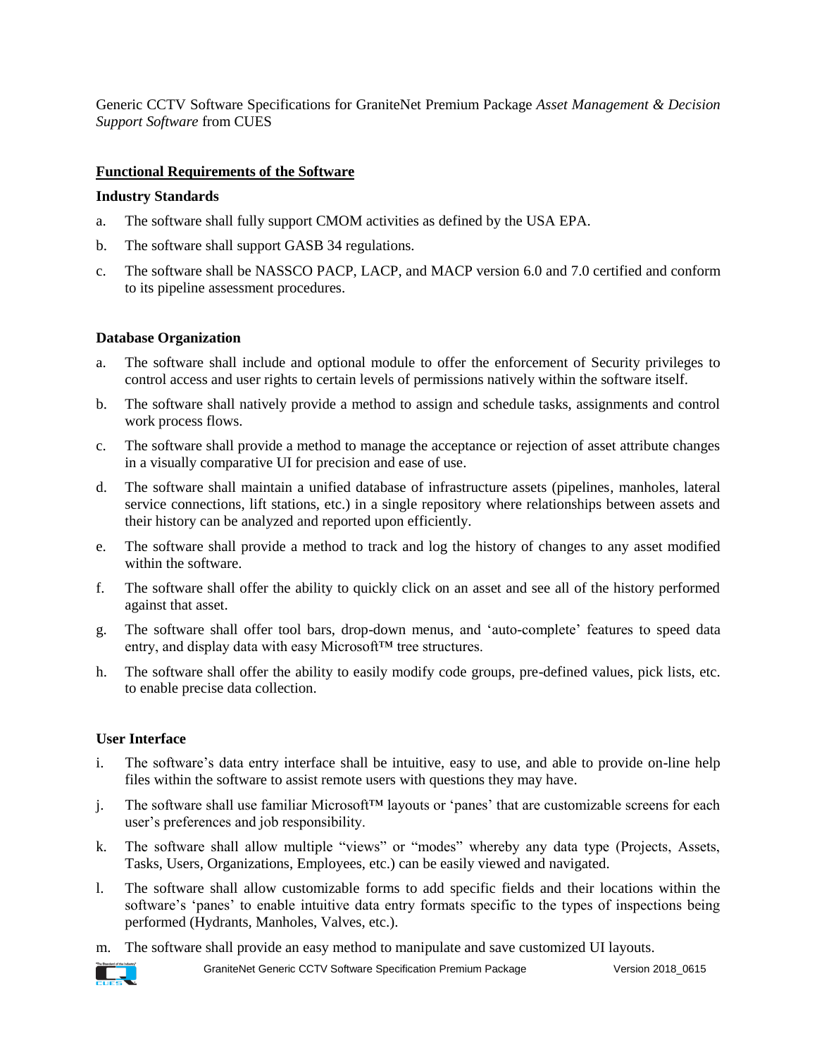Generic CCTV Software Specifications for GraniteNet Premium Package *Asset Management & Decision Support Software* from CUES

**Functional Requirements of the Software**

**Industry Standards**

a. The software shall fully support CMOM activities as defined by the USA EPA.

b. The software shall support GASB 34 regulations.

c. The software shall be NASSCO PACP, LACP, and MACP version 6.0 and 7.0 certified and conform to its pipeline assessment procedures.

**Database Organization**

a. The software shall include and optional module to offer the enforcement of Security privileges to control access and user rights to certain levels of permissions natively within the software itself.

b. The software shall natively provide a method to assign and schedule tasks, assignments and control work process flows.

c. The software shall provide a method to manage the acceptance or rejection of asset attribute changes in a visually comparative UI for precision and ease of use.

d. The software shall maintain a unified database of infrastructure assets (pipelines, manholes, lateral service connections, lift stations, etc.) in a single repository where relationships between assets and their history can be analyzed and reported upon efficiently.

e. The software shall provide a method to track and log the history of changes to any asset modified within the software.

f. The software shall offer the ability to quickly click on an asset and see all of the history performed against that asset.

g. The software shall offer tool bars, drop-down menus, and 'auto-complete' features to speed data entry, and display data with easy Microsoft™ tree structures.

h. The software shall offer the ability to easily modify code groups, pre-defined values, pick lists, etc. to enable precise data collection.

**User Interface**

i. The software's data entry interface shall be intuitive, easy to use, and able to provide on-line help files within the software to assist remote users with questions they may have.

j. The software shall use familiar Microsoft™ layouts or 'panes' that are customizable screens for each user's preferences and job responsibility.

k. The software shall allow multiple "views" or "modes" whereby any data type (Projects, Assets, Tasks, Users, Organizations, Employees, etc.) can be easily viewed and navigated.

l. The software shall allow customizable forms to add specific fields and their locations within the software's 'panes' to enable intuitive data entry formats specific to the types of inspections being performed (Hydrants, Manholes, Valves, etc.).

m. The software shall provide an easy method to manipulate and save customized UI layouts.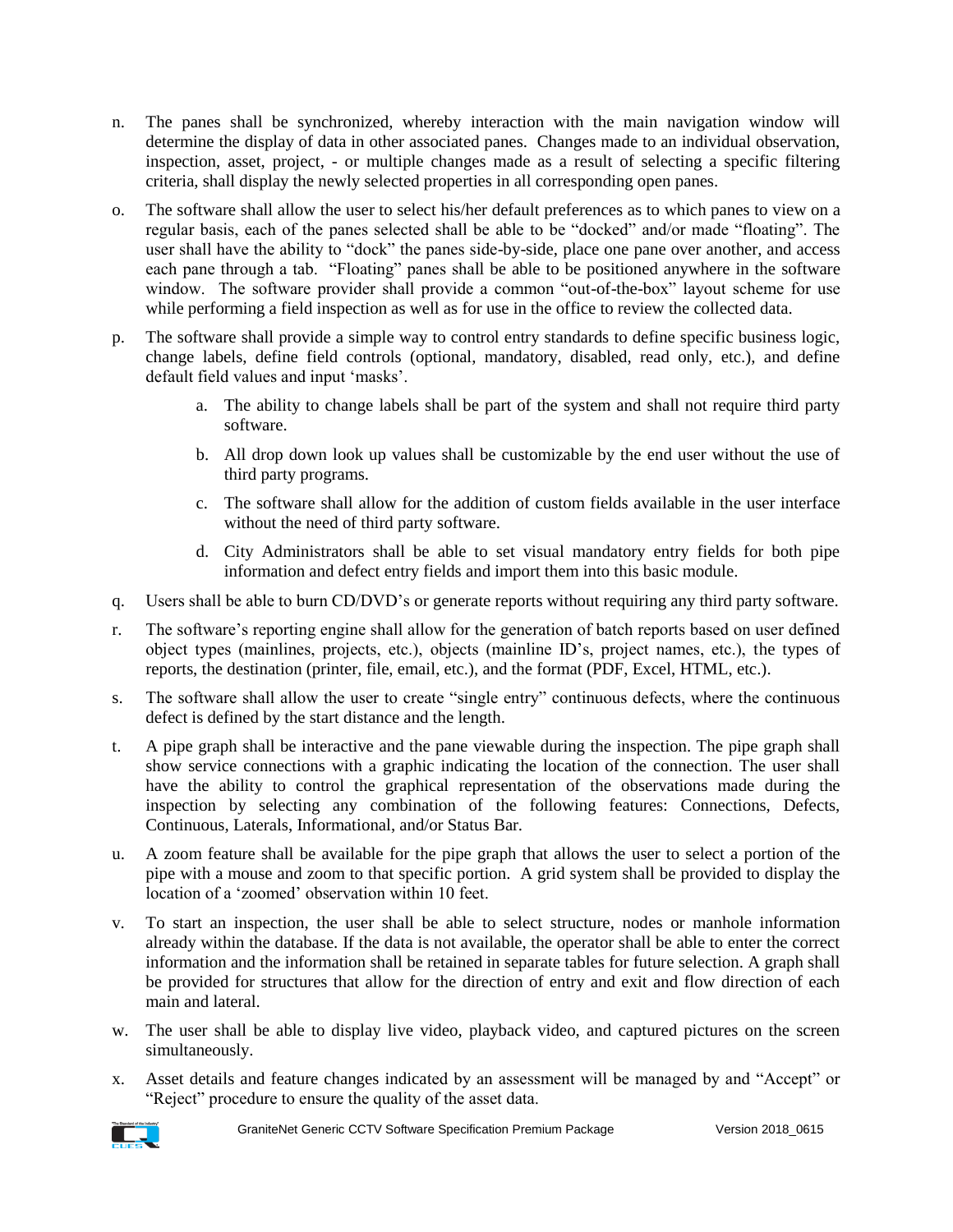n. The panes shall be synchronized, whereby interaction with the main navigation window will determine the display of data in other associated panes. Changes made to an individual observation, inspection, asset, project, - or multiple changes made as a result of selecting a specific filtering criteria, shall display the newly selected properties in all corresponding open panes.

o. The software shall allow the user to select his/her default preferences as to which panes to view on a regular basis, each of the panes selected shall be able to be "docked" and/or made "floating". The user shall have the ability to "dock" the panes side-by-side, place one pane over another, and access each pane through a tab. "Floating" panes shall be able to be positioned anywhere in the software window. The software provider shall provide a common "out-of-the-box" layout scheme for use while performing a field inspection as well as for use in the office to review the collected data.

p. The software shall provide a simple way to control entry standards to define specific business logic, change labels, define field controls (optional, mandatory, disabled, read only, etc.), and define default field values and input 'masks'.

    a. The ability to change labels shall be part of the system and shall not require third party software.

    b. All drop down look up values shall be customizable by the end user without the use of third party programs.

    c. The software shall allow for the addition of custom fields available in the user interface without the need of third party software.

    d. City Administrators shall be able to set visual mandatory entry fields for both pipe information and defect entry fields and import them into this basic module.

q. Users shall be able to burn CD/DVD's or generate reports without requiring any third party software.

r. The software's reporting engine shall allow for the generation of batch reports based on user defined object types (mainlines, projects, etc.), objects (mainline ID's, project names, etc.), the types of reports, the destination (printer, file, email, etc.), and the format (PDF, Excel, HTML, etc.).

s. The software shall allow the user to create "single entry" continuous defects, where the continuous defect is defined by the start distance and the length.

t. A pipe graph shall be interactive and the pane viewable during the inspection. The pipe graph shall show service connections with a graphic indicating the location of the connection. The user shall have the ability to control the graphical representation of the observations made during the inspection by selecting any combination of the following features: Connections, Defects, Continuous, Laterals, Informational, and/or Status Bar.

u. A zoom feature shall be available for the pipe graph that allows the user to select a portion of the pipe with a mouse and zoom to that specific portion. A grid system shall be provided to display the location of a 'zoomed' observation within 10 feet.

v. To start an inspection, the user shall be able to select structure, nodes or manhole information already within the database. If the data is not available, the operator shall be able to enter the correct information and the information shall be retained in separate tables for future selection. A graph shall be provided for structures that allow for the direction of entry and exit and flow direction of each main and lateral.

w. The user shall be able to display live video, playback video, and captured pictures on the screen simultaneously.

x. Asset details and feature changes indicated by an assessment will be managed by and "Accept" or "Reject" procedure to ensure the quality of the asset data.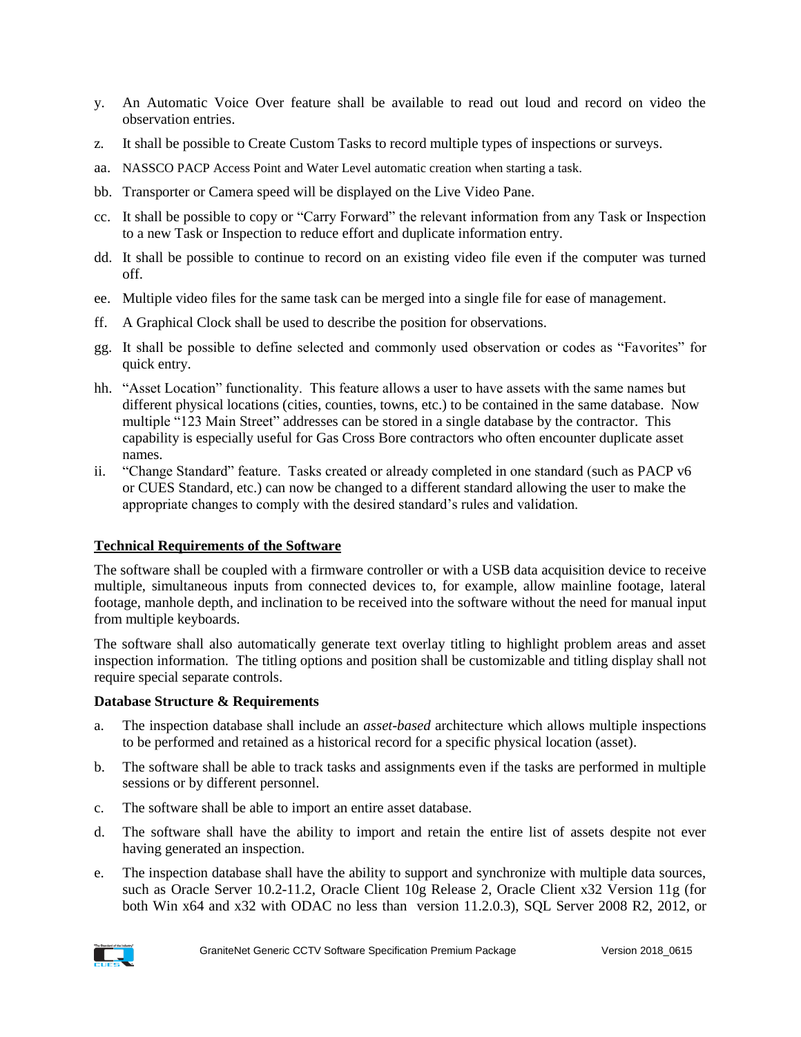y. An Automatic Voice Over feature shall be available to read out loud and record on video the observation entries.

z. It shall be possible to Create Custom Tasks to record multiple types of inspections or surveys.

aa. NASSCO PACP Access Point and Water Level automatic creation when starting a task.

bb. Transporter or Camera speed will be displayed on the Live Video Pane.

cc. It shall be possible to copy or "Carry Forward" the relevant information from any Task or Inspection to a new Task or Inspection to reduce effort and duplicate information entry.

dd. It shall be possible to continue to record on an existing video file even if the computer was turned off.

ee. Multiple video files for the same task can be merged into a single file for ease of management.

ff. A Graphical Clock shall be used to describe the position for observations.

gg. It shall be possible to define selected and commonly used observation or codes as "Favorites" for quick entry.

hh. "Asset Location" functionality. This feature allows a user to have assets with the same names but different physical locations (cities, counties, towns, etc.) to be contained in the same database. Now multiple "123 Main Street" addresses can be stored in a single database by the contractor. This capability is especially useful for Gas Cross Bore contractors who often encounter duplicate asset names.

ii. "Change Standard" feature. Tasks created or already completed in one standard (such as PACP v6 or CUES Standard, etc.) can now be changed to a different standard allowing the user to make the appropriate changes to comply with the desired standard's rules and validation.

## <u>Technical Requirements of the Software</u>

The software shall be coupled with a firmware controller or with a USB data acquisition device to receive multiple, simultaneous inputs from connected devices to, for example, allow mainline footage, lateral footage, manhole depth, and inclination to be received into the software without the need for manual input from multiple keyboards.

The software shall also automatically generate text overlay titling to highlight problem areas and asset inspection information. The titling options and position shall be customizable and titling display shall not require special separate controls.

### Database Structure & Requirements

a. The inspection database shall include an *asset-based* architecture which allows multiple inspections to be performed and retained as a historical record for a specific physical location (asset).

b. The software shall be able to track tasks and assignments even if the tasks are performed in multiple sessions or by different personnel.

c. The software shall be able to import an entire asset database.

d. The software shall have the ability to import and retain the entire list of assets despite not ever having generated an inspection.

e. The inspection database shall have the ability to support and synchronize with multiple data sources, such as Oracle Server 10.2-11.2, Oracle Client 10g Release 2, Oracle Client x32 Version 11g (for both Win x64 and x32 with ODAC no less than version 11.2.0.3), SQL Server 2008 R2, 2012, or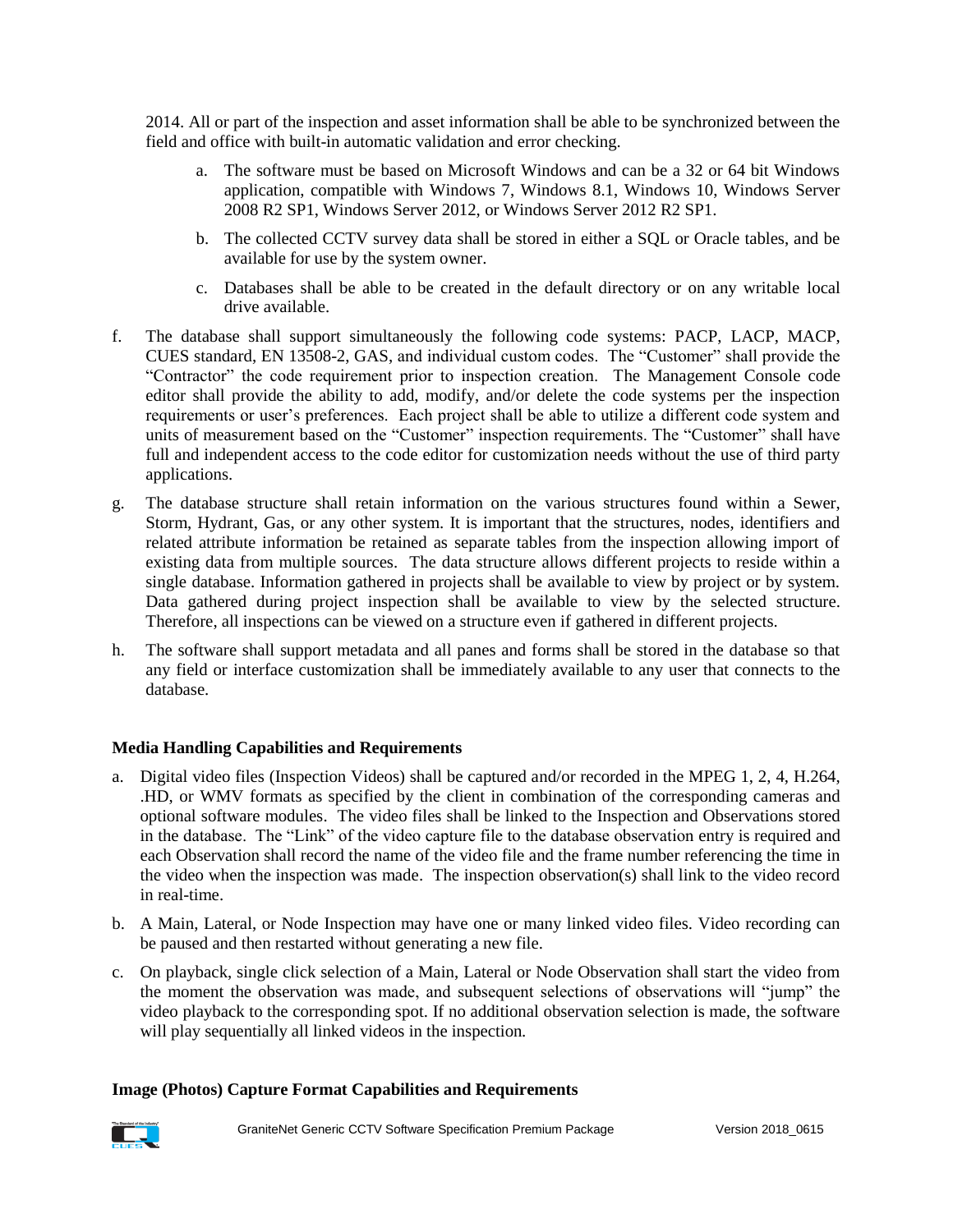2014. All or part of the inspection and asset information shall be able to be synchronized between the field and office with built-in automatic validation and error checking.

a. The software must be based on Microsoft Windows and can be a 32 or 64 bit Windows application, compatible with Windows 7, Windows 8.1, Windows 10, Windows Server 2008 R2 SP1, Windows Server 2012, or Windows Server 2012 R2 SP1.

b. The collected CCTV survey data shall be stored in either a SQL or Oracle tables, and be available for use by the system owner.

c. Databases shall be able to be created in the default directory or on any writable local drive available.

f. The database shall support simultaneously the following code systems: PACP, LACP, MACP, CUES standard, EN 13508-2, GAS, and individual custom codes. The "Customer" shall provide the "Contractor" the code requirement prior to inspection creation. The Management Console code editor shall provide the ability to add, modify, and/or delete the code systems per the inspection requirements or user's preferences. Each project shall be able to utilize a different code system and units of measurement based on the "Customer" inspection requirements. The "Customer" shall have full and independent access to the code editor for customization needs without the use of third party applications.

g. The database structure shall retain information on the various structures found within a Sewer, Storm, Hydrant, Gas, or any other system. It is important that the structures, nodes, identifiers and related attribute information be retained as separate tables from the inspection allowing import of existing data from multiple sources. The data structure allows different projects to reside within a single database. Information gathered in projects shall be available to view by project or by system. Data gathered during project inspection shall be available to view by the selected structure. Therefore, all inspections can be viewed on a structure even if gathered in different projects.

h. The software shall support metadata and all panes and forms shall be stored in the database so that any field or interface customization shall be immediately available to any user that connects to the database.

**Media Handling Capabilities and Requirements**

a. Digital video files (Inspection Videos) shall be captured and/or recorded in the MPEG 1, 2, 4, H.264, .HD, or WMV formats as specified by the client in combination of the corresponding cameras and optional software modules. The video files shall be linked to the Inspection and Observations stored in the database. The "Link" of the video capture file to the database observation entry is required and each Observation shall record the name of the video file and the frame number referencing the time in the video when the inspection was made. The inspection observation(s) shall link to the video record in real-time.

b. A Main, Lateral, or Node Inspection may have one or many linked video files. Video recording can be paused and then restarted without generating a new file.

c. On playback, single click selection of a Main, Lateral or Node Observation shall start the video from the moment the observation was made, and subsequent selections of observations will "jump" the video playback to the corresponding spot. If no additional observation selection is made, the software will play sequentially all linked videos in the inspection.

**Image (Photos) Capture Format Capabilities and Requirements**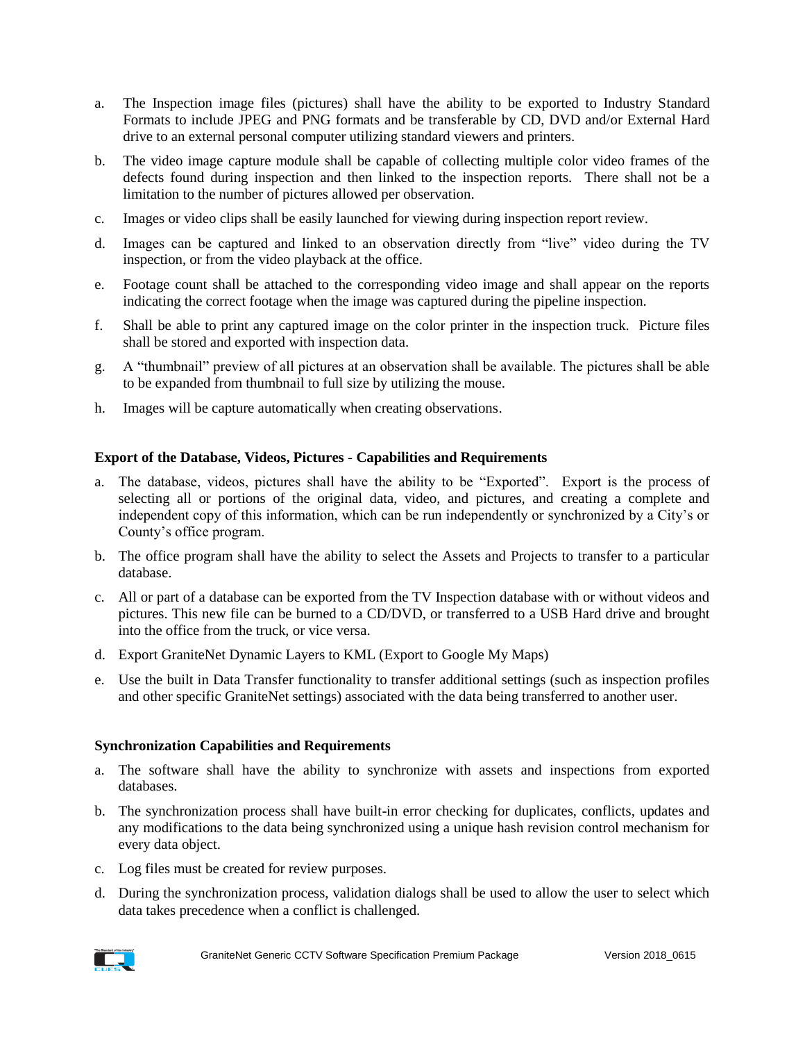a. The Inspection image files (pictures) shall have the ability to be exported to Industry Standard Formats to include JPEG and PNG formats and be transferable by CD, DVD and/or External Hard drive to an external personal computer utilizing standard viewers and printers.

b. The video image capture module shall be capable of collecting multiple color video frames of the defects found during inspection and then linked to the inspection reports. There shall not be a limitation to the number of pictures allowed per observation.

c. Images or video clips shall be easily launched for viewing during inspection report review.

d. Images can be captured and linked to an observation directly from "live" video during the TV inspection, or from the video playback at the office.

e. Footage count shall be attached to the corresponding video image and shall appear on the reports indicating the correct footage when the image was captured during the pipeline inspection.

f. Shall be able to print any captured image on the color printer in the inspection truck. Picture files shall be stored and exported with inspection data.

g. A "thumbnail" preview of all pictures at an observation shall be available. The pictures shall be able to be expanded from thumbnail to full size by utilizing the mouse.

h. Images will be capture automatically when creating observations.

**Export of the Database, Videos, Pictures - Capabilities and Requirements**

a. The database, videos, pictures shall have the ability to be "Exported". Export is the process of selecting all or portions of the original data, video, and pictures, and creating a complete and independent copy of this information, which can be run independently or synchronized by a City's or County's office program.

b. The office program shall have the ability to select the Assets and Projects to transfer to a particular database.

c. All or part of a database can be exported from the TV Inspection database with or without videos and pictures. This new file can be burned to a CD/DVD, or transferred to a USB Hard drive and brought into the office from the truck, or vice versa.

d. Export GraniteNet Dynamic Layers to KML (Export to Google My Maps)

e. Use the built in Data Transfer functionality to transfer additional settings (such as inspection profiles and other specific GraniteNet settings) associated with the data being transferred to another user.

**Synchronization Capabilities and Requirements**

a. The software shall have the ability to synchronize with assets and inspections from exported databases.

b. The synchronization process shall have built-in error checking for duplicates, conflicts, updates and any modifications to the data being synchronized using a unique hash revision control mechanism for every data object.

c. Log files must be created for review purposes.

d. During the synchronization process, validation dialogs shall be used to allow the user to select which data takes precedence when a conflict is challenged.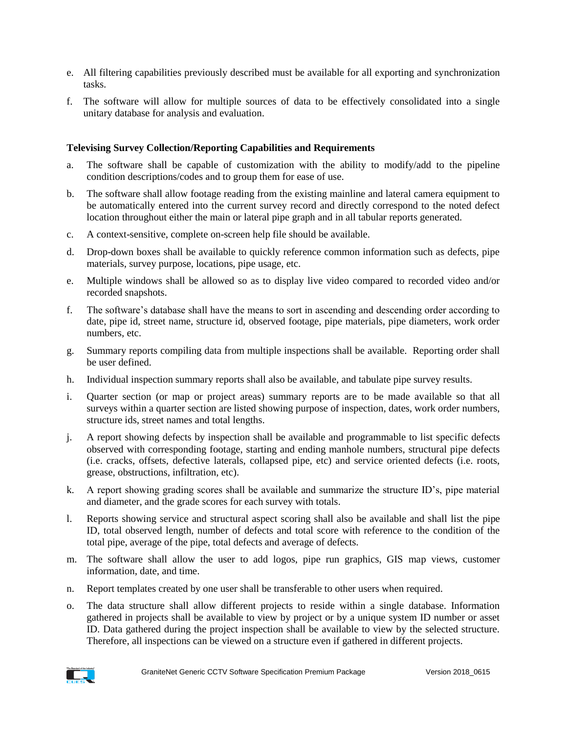e. All filtering capabilities previously described must be available for all exporting and synchronization tasks.

f. The software will allow for multiple sources of data to be effectively consolidated into a single unitary database for analysis and evaluation.

**Televising Survey Collection/Reporting Capabilities and Requirements**

a. The software shall be capable of customization with the ability to modify/add to the pipeline condition descriptions/codes and to group them for ease of use.

b. The software shall allow footage reading from the existing mainline and lateral camera equipment to be automatically entered into the current survey record and directly correspond to the noted defect location throughout either the main or lateral pipe graph and in all tabular reports generated.

c. A context-sensitive, complete on-screen help file should be available.

d. Drop-down boxes shall be available to quickly reference common information such as defects, pipe materials, survey purpose, locations, pipe usage, etc.

e. Multiple windows shall be allowed so as to display live video compared to recorded video and/or recorded snapshots.

f. The software's database shall have the means to sort in ascending and descending order according to date, pipe id, street name, structure id, observed footage, pipe materials, pipe diameters, work order numbers, etc.

g. Summary reports compiling data from multiple inspections shall be available. Reporting order shall be user defined.

h. Individual inspection summary reports shall also be available, and tabulate pipe survey results.

i. Quarter section (or map or project areas) summary reports are to be made available so that all surveys within a quarter section are listed showing purpose of inspection, dates, work order numbers, structure ids, street names and total lengths.

j. A report showing defects by inspection shall be available and programmable to list specific defects observed with corresponding footage, starting and ending manhole numbers, structural pipe defects (i.e. cracks, offsets, defective laterals, collapsed pipe, etc) and service oriented defects (i.e. roots, grease, obstructions, infiltration, etc).

k. A report showing grading scores shall be available and summarize the structure ID's, pipe material and diameter, and the grade scores for each survey with totals.

l. Reports showing service and structural aspect scoring shall also be available and shall list the pipe ID, total observed length, number of defects and total score with reference to the condition of the total pipe, average of the pipe, total defects and average of defects.

m. The software shall allow the user to add logos, pipe run graphics, GIS map views, customer information, date, and time.

n. Report templates created by one user shall be transferable to other users when required.

o. The data structure shall allow different projects to reside within a single database. Information gathered in projects shall be available to view by project or by a unique system ID number or asset ID. Data gathered during the project inspection shall be available to view by the selected structure. Therefore, all inspections can be viewed on a structure even if gathered in different projects.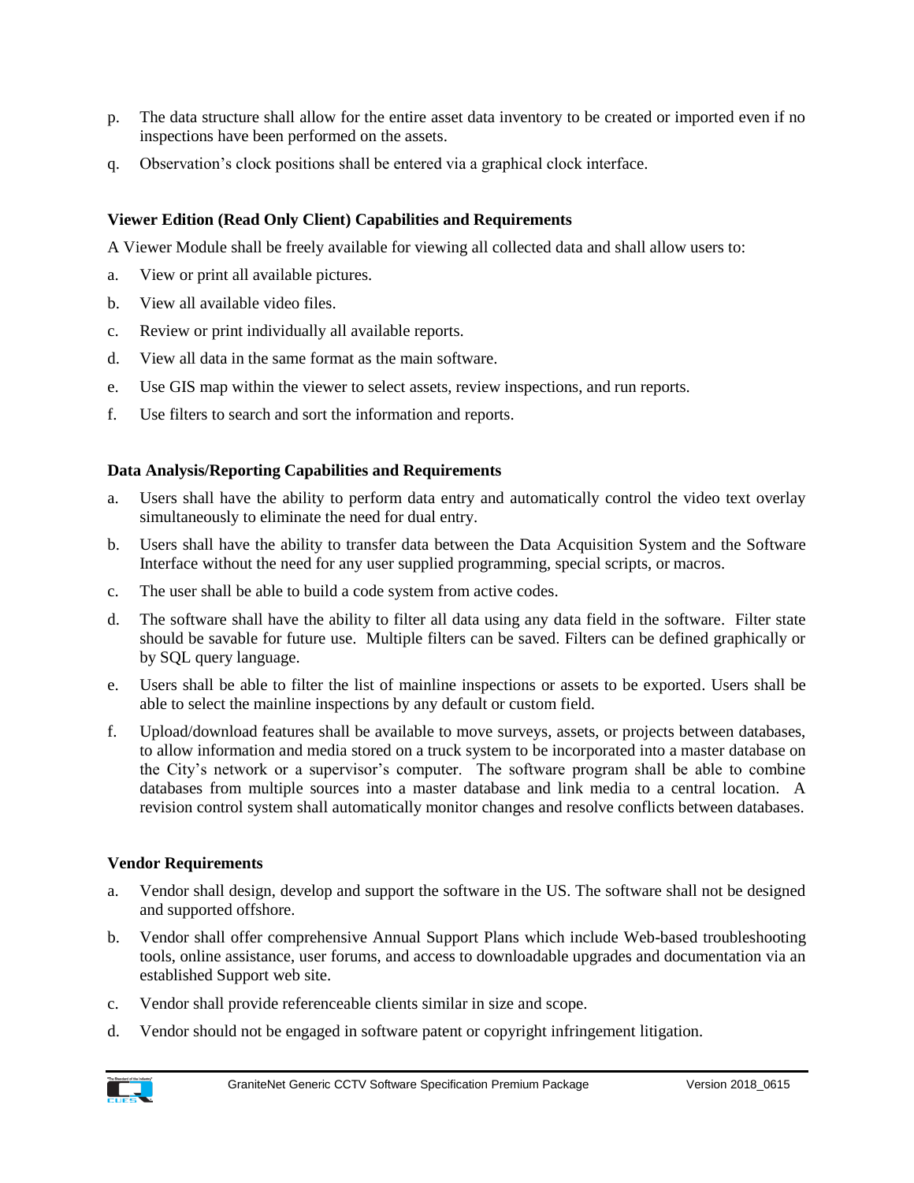p. The data structure shall allow for the entire asset data inventory to be created or imported even if no inspections have been performed on the assets.

q. Observation's clock positions shall be entered via a graphical clock interface.

**Viewer Edition (Read Only Client) Capabilities and Requirements**

A Viewer Module shall be freely available for viewing all collected data and shall allow users to:

a. View or print all available pictures.

b. View all available video files.

c. Review or print individually all available reports.

d. View all data in the same format as the main software.

e. Use GIS map within the viewer to select assets, review inspections, and run reports.

f. Use filters to search and sort the information and reports.

**Data Analysis/Reporting Capabilities and Requirements**

a. Users shall have the ability to perform data entry and automatically control the video text overlay simultaneously to eliminate the need for dual entry.

b. Users shall have the ability to transfer data between the Data Acquisition System and the Software Interface without the need for any user supplied programming, special scripts, or macros.

c. The user shall be able to build a code system from active codes.

d. The software shall have the ability to filter all data using any data field in the software. Filter state should be savable for future use. Multiple filters can be saved. Filters can be defined graphically or by SQL query language.

e. Users shall be able to filter the list of mainline inspections or assets to be exported. Users shall be able to select the mainline inspections by any default or custom field.

f. Upload/download features shall be available to move surveys, assets, or projects between databases, to allow information and media stored on a truck system to be incorporated into a master database on the City's network or a supervisor's computer. The software program shall be able to combine databases from multiple sources into a master database and link media to a central location. A revision control system shall automatically monitor changes and resolve conflicts between databases.

**Vendor Requirements**

a. Vendor shall design, develop and support the software in the US. The software shall not be designed and supported offshore.

b. Vendor shall offer comprehensive Annual Support Plans which include Web-based troubleshooting tools, online assistance, user forums, and access to downloadable upgrades and documentation via an established Support web site.

c. Vendor shall provide referenceable clients similar in size and scope.

d. Vendor should not be engaged in software patent or copyright infringement litigation.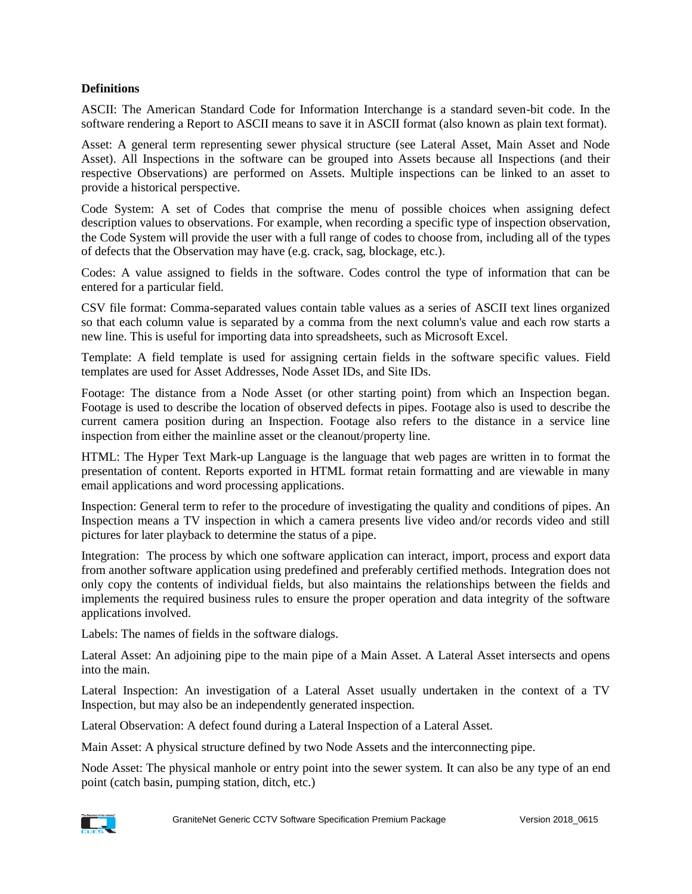**Definitions**

ASCII: The American Standard Code for Information Interchange is a standard seven-bit code. In the software rendering a Report to ASCII means to save it in ASCII format (also known as plain text format).

Asset: A general term representing sewer physical structure (see Lateral Asset, Main Asset and Node Asset). All Inspections in the software can be grouped into Assets because all Inspections (and their respective Observations) are performed on Assets. Multiple inspections can be linked to an asset to provide a historical perspective.

Code System: A set of Codes that comprise the menu of possible choices when assigning defect description values to observations. For example, when recording a specific type of inspection observation, the Code System will provide the user with a full range of codes to choose from, including all of the types of defects that the Observation may have (e.g. crack, sag, blockage, etc.).

Codes: A value assigned to fields in the software. Codes control the type of information that can be entered for a particular field.

CSV file format: Comma-separated values contain table values as a series of ASCII text lines organized so that each column value is separated by a comma from the next column's value and each row starts a new line. This is useful for importing data into spreadsheets, such as Microsoft Excel.

Template: A field template is used for assigning certain fields in the software specific values. Field templates are used for Asset Addresses, Node Asset IDs, and Site IDs.

Footage: The distance from a Node Asset (or other starting point) from which an Inspection began. Footage is used to describe the location of observed defects in pipes. Footage also is used to describe the current camera position during an Inspection. Footage also refers to the distance in a service line inspection from either the mainline asset or the cleanout/property line.

HTML: The Hyper Text Mark-up Language is the language that web pages are written in to format the presentation of content. Reports exported in HTML format retain formatting and are viewable in many email applications and word processing applications.

Inspection: General term to refer to the procedure of investigating the quality and conditions of pipes. An Inspection means a TV inspection in which a camera presents live video and/or records video and still pictures for later playback to determine the status of a pipe.

Integration: The process by which one software application can interact, import, process and export data from another software application using predefined and preferably certified methods. Integration does not only copy the contents of individual fields, but also maintains the relationships between the fields and implements the required business rules to ensure the proper operation and data integrity of the software applications involved.

Labels: The names of fields in the software dialogs.

Lateral Asset: An adjoining pipe to the main pipe of a Main Asset. A Lateral Asset intersects and opens into the main.

Lateral Inspection: An investigation of a Lateral Asset usually undertaken in the context of a TV Inspection, but may also be an independently generated inspection.

Lateral Observation: A defect found during a Lateral Inspection of a Lateral Asset.

Main Asset: A physical structure defined by two Node Assets and the interconnecting pipe.

Node Asset: The physical manhole or entry point into the sewer system. It can also be any type of an end point (catch basin, pumping station, ditch, etc.)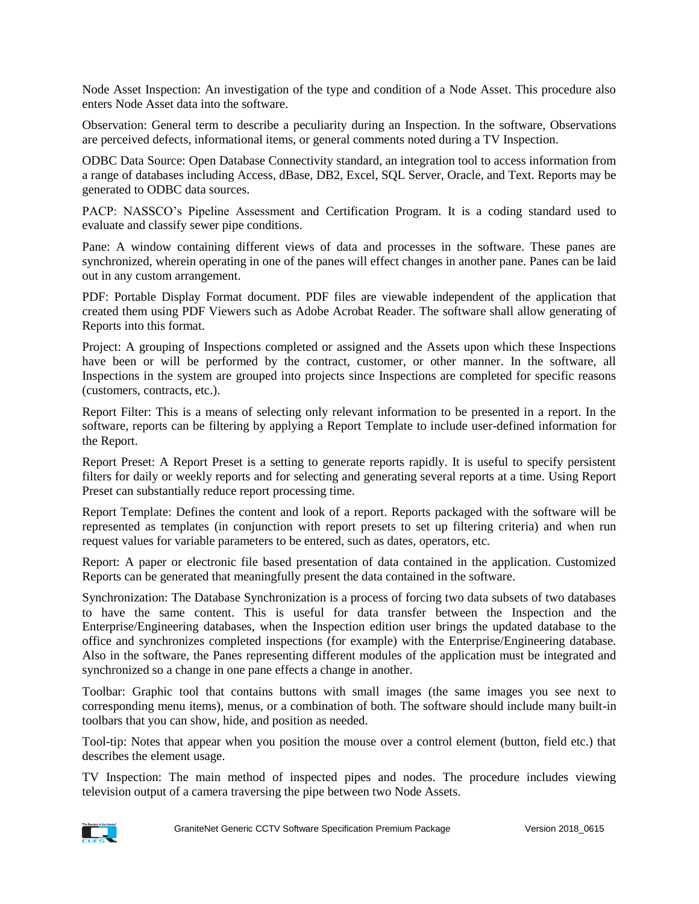Node Asset Inspection: An investigation of the type and condition of a Node Asset. This procedure also enters Node Asset data into the software.

Observation: General term to describe a peculiarity during an Inspection. In the software, Observations are perceived defects, informational items, or general comments noted during a TV Inspection.

ODBC Data Source: Open Database Connectivity standard, an integration tool to access information from a range of databases including Access, dBase, DB2, Excel, SQL Server, Oracle, and Text. Reports may be generated to ODBC data sources.

PACP: NASSCO's Pipeline Assessment and Certification Program. It is a coding standard used to evaluate and classify sewer pipe conditions.

Pane: A window containing different views of data and processes in the software. These panes are synchronized, wherein operating in one of the panes will effect changes in another pane. Panes can be laid out in any custom arrangement.

PDF: Portable Display Format document. PDF files are viewable independent of the application that created them using PDF Viewers such as Adobe Acrobat Reader. The software shall allow generating of Reports into this format.

Project: A grouping of Inspections completed or assigned and the Assets upon which these Inspections have been or will be performed by the contract, customer, or other manner. In the software, all Inspections in the system are grouped into projects since Inspections are completed for specific reasons (customers, contracts, etc.).

Report Filter: This is a means of selecting only relevant information to be presented in a report. In the software, reports can be filtering by applying a Report Template to include user-defined information for the Report.

Report Preset: A Report Preset is a setting to generate reports rapidly. It is useful to specify persistent filters for daily or weekly reports and for selecting and generating several reports at a time. Using Report Preset can substantially reduce report processing time.

Report Template: Defines the content and look of a report. Reports packaged with the software will be represented as templates (in conjunction with report presets to set up filtering criteria) and when run request values for variable parameters to be entered, such as dates, operators, etc.

Report: A paper or electronic file based presentation of data contained in the application. Customized Reports can be generated that meaningfully present the data contained in the software.

Synchronization: The Database Synchronization is a process of forcing two data subsets of two databases to have the same content. This is useful for data transfer between the Inspection and the Enterprise/Engineering databases, when the Inspection edition user brings the updated database to the office and synchronizes completed inspections (for example) with the Enterprise/Engineering database. Also in the software, the Panes representing different modules of the application must be integrated and synchronized so a change in one pane effects a change in another.

Toolbar: Graphic tool that contains buttons with small images (the same images you see next to corresponding menu items), menus, or a combination of both. The software should include many built-in toolbars that you can show, hide, and position as needed.

Tool-tip: Notes that appear when you position the mouse over a control element (button, field etc.) that describes the element usage.

TV Inspection: The main method of inspected pipes and nodes. The procedure includes viewing television output of a camera traversing the pipe between two Node Assets.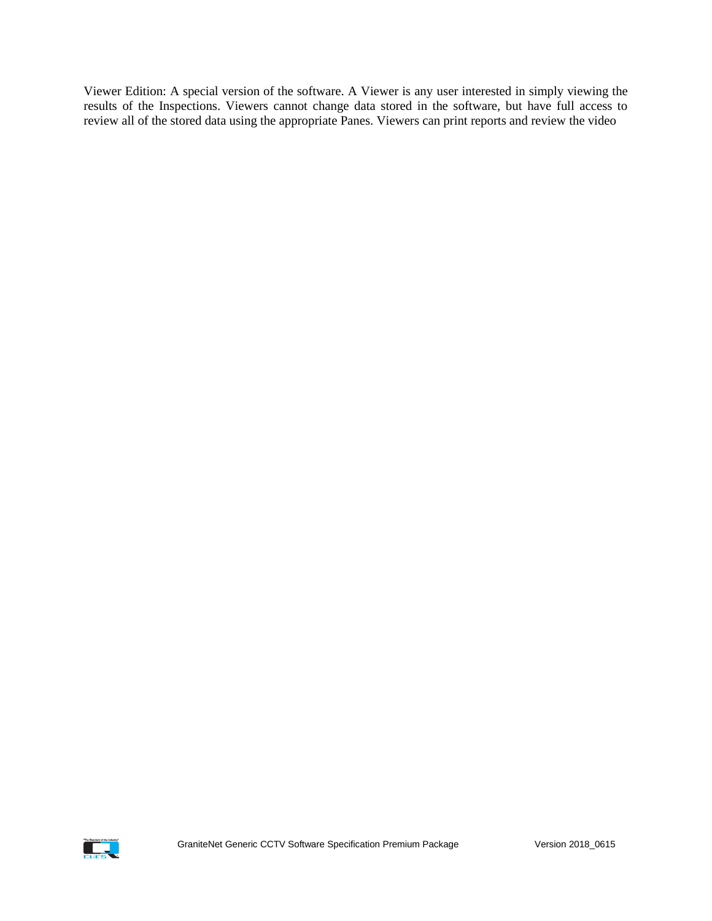Viewer Edition: A special version of the software. A Viewer is any user interested in simply viewing the results of the Inspections. Viewers cannot change data stored in the software, but have full access to review all of the stored data using the appropriate Panes. Viewers can print reports and review the video